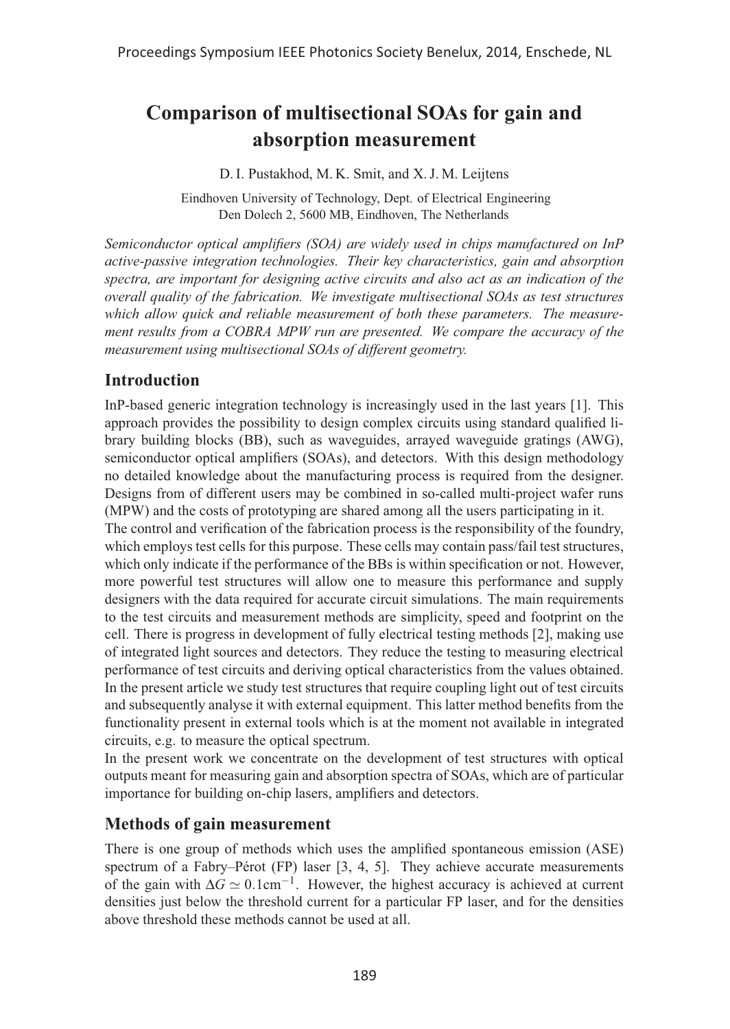# Comparison of multisectional SOAs for gain and absorption measurement

D. I. Pustakhod, M. K. Smit, and X. J. M. Leijtens

Eindhoven University of Technology, Dept. of Electrical Engineering
Den Dolech 2, 5600 MB, Eindhoven, The Netherlands

*Semiconductor optical amplifiers (SOA) are widely used in chips manufactured on InP active-passive integration technologies. Their key characteristics, gain and absorption spectra, are important for designing active circuits and also act as an indication of the overall quality of the fabrication. We investigate multisectional SOAs as test structures which allow quick and reliable measurement of both these parameters. The measurement results from a COBRA MPW run are presented. We compare the accuracy of the measurement using multisectional SOAs of different geometry.*

## Introduction

InP-based generic integration technology is increasingly used in the last years [1]. This approach provides the possibility to design complex circuits using standard qualified library building blocks (BB), such as waveguides, arrayed waveguide gratings (AWG), semiconductor optical amplifiers (SOAs), and detectors. With this design methodology no detailed knowledge about the manufacturing process is required from the designer. Designs from of different users may be combined in so-called multi-project wafer runs (MPW) and the costs of prototyping are shared among all the users participating in it.

The control and verification of the fabrication process is the responsibility of the foundry, which employs test cells for this purpose. These cells may contain pass/fail test structures, which only indicate if the performance of the BBs is within specification or not. However, more powerful test structures will allow one to measure this performance and supply designers with the data required for accurate circuit simulations. The main requirements to the test circuits and measurement methods are simplicity, speed and footprint on the cell. There is progress in development of fully electrical testing methods [2], making use of integrated light sources and detectors. They reduce the testing to measuring electrical performance of test circuits and deriving optical characteristics from the values obtained. In the present article we study test structures that require coupling light out of test circuits and subsequently analyse it with external equipment. This latter method benefits from the functionality present in external tools which is at the moment not available in integrated circuits, e.g. to measure the optical spectrum.

In the present work we concentrate on the development of test structures with optical outputs meant for measuring gain and absorption spectra of SOAs, which are of particular importance for building on-chip lasers, amplifiers and detectors.

## Methods of gain measurement

There is one group of methods which uses the amplified spontaneous emission (ASE) spectrum of a Fabry–Pérot (FP) laser [3, 4, 5]. They achieve accurate measurements of the gain with $\Delta G \simeq 0.1\text{cm}^{-1}$. However, the highest accuracy is achieved at current densities just below the threshold current for a particular FP laser, and for the densities above threshold these methods cannot be used at all.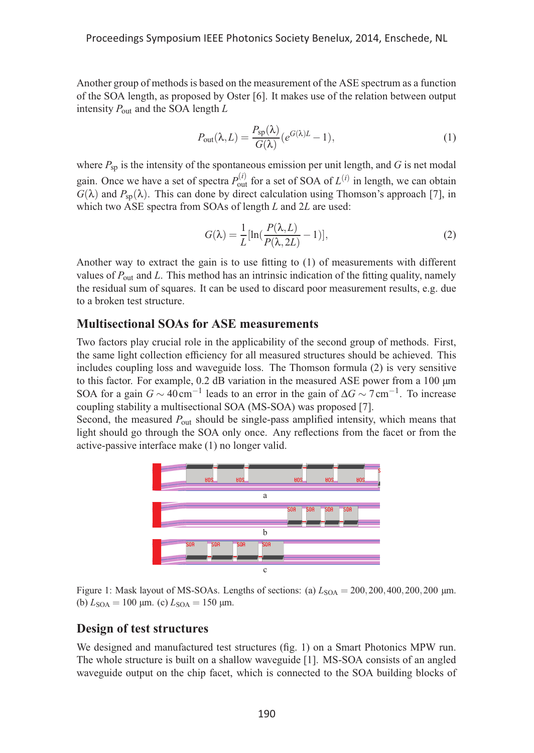Another group of methods is based on the measurement of the ASE spectrum as a function of the SOA length, as proposed by Oster [6]. It makes use of the relation between output intensity $P_{out}$ and the SOA length $L$

$$P_{out}(\lambda, L) = \frac{P_{sp}(\lambda)}{G(\lambda)}(e^{G(\lambda)L} - 1), \tag{1}$$

where $P_{sp}$ is the intensity of the spontaneous emission per unit length, and $G$ is net modal gain. Once we have a set of spectra $P_{out}^{(i)}$ for a set of SOA of $L^{(i)}$ in length, we can obtain $G(\lambda)$ and $P_{sp}(\lambda)$. This can done by direct calculation using Thomson's approach [7], in which two ASE spectra from SOAs of length $L$ and $2L$ are used:

$$G(\lambda) = \frac{1}{L}[\ln(\frac{P(\lambda, L)}{P(\lambda, 2L)} - 1)], \tag{2}$$

Another way to extract the gain is to use fitting to (1) of measurements with different values of $P_{out}$ and $L$. This method has an intrinsic indication of the fitting quality, namely the residual sum of squares. It can be used to discard poor measurement results, e.g. due to a broken test structure.

## Multisectional SOAs for ASE measurements

Two factors play crucial role in the applicability of the second group of methods. First, the same light collection efficiency for all measured structures should be achieved. This includes coupling loss and waveguide loss. The Thomson formula (2) is very sensitive to this factor. For example, 0.2 dB variation in the measured ASE power from a 100 µm SOA for a gain $G \sim 40\,\mathrm{cm}^{-1}$ leads to an error in the gain of $\Delta G \sim 7\,\mathrm{cm}^{-1}$. To increase coupling stability a multisectional SOA (MS-SOA) was proposed [7].

Second, the measured $P_{out}$ should be single-pass amplified intensity, which means that light should go through the SOA only once. Any reflections from the facet or from the active-passive interface make (1) no longer valid.

Figure 1: Mask layout of MS-SOAs. Lengths of sections: (a) $L_{SOA} = 200, 200, 400, 200, 200$ µm. (b) $L_{SOA} = 100$ µm. (c) $L_{SOA} = 150$ µm.

## Design of test structures

We designed and manufactured test structures (fig. 1) on a Smart Photonics MPW run. The whole structure is built on a shallow waveguide [1]. MS-SOA consists of an angled waveguide output on the chip facet, which is connected to the SOA building blocks of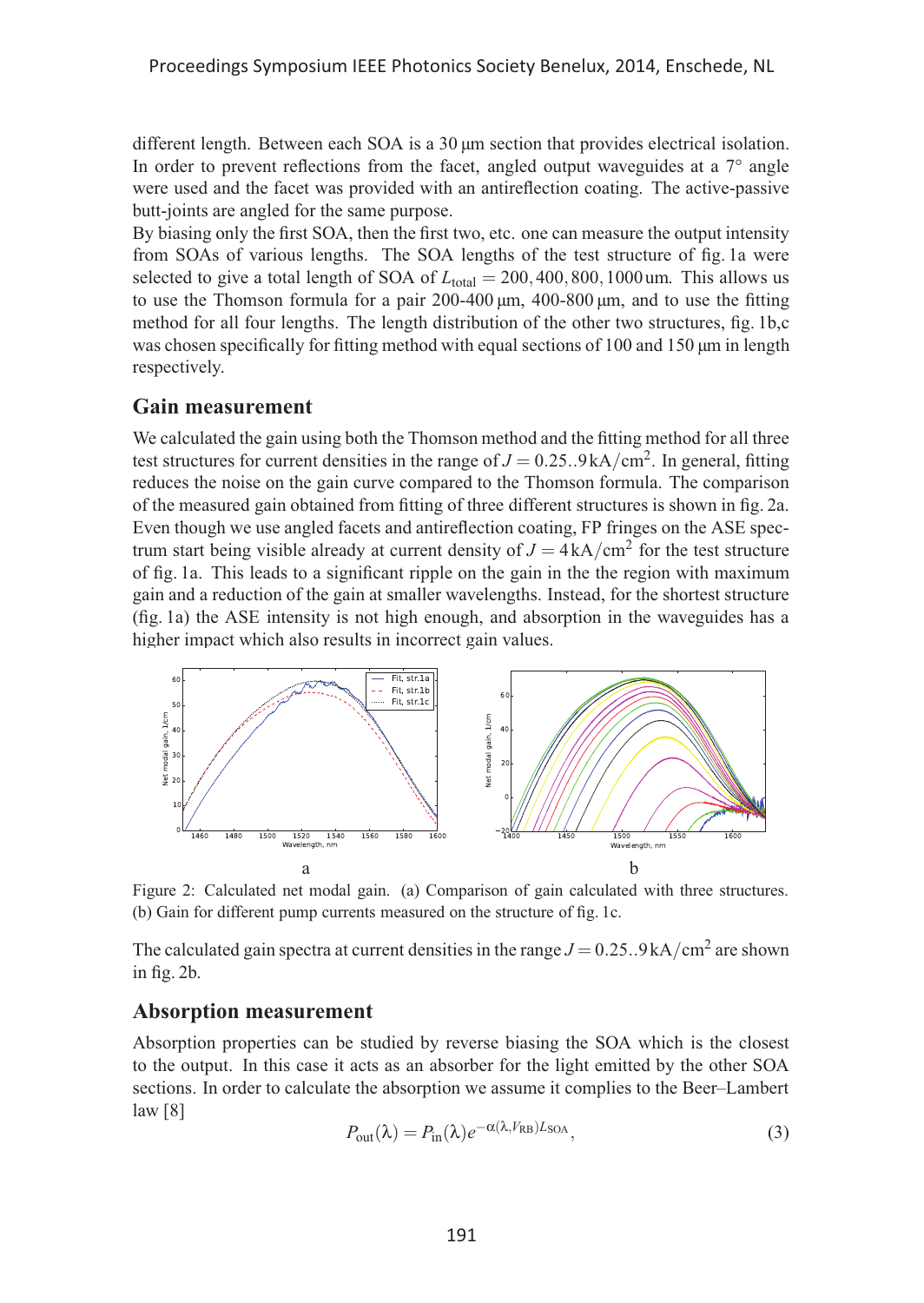different length. Between each SOA is a 30 µm section that provides electrical isolation. In order to prevent reflections from the facet, angled output waveguides at a 7° angle were used and the facet was provided with an antireflection coating. The active-passive butt-joints are angled for the same purpose.

By biasing only the first SOA, then the first two, etc. one can measure the output intensity from SOAs of various lengths. The SOA lengths of the test structure of fig. 1a were selected to give a total length of SOA of $L_{\text{total}} = 200, 400, 800, 1000\,\text{um}$. This allows us to use the Thomson formula for a pair 200-400 µm, 400-800 µm, and to use the fitting method for all four lengths. The length distribution of the other two structures, fig. 1b,c was chosen specifically for fitting method with equal sections of 100 and 150 µm in length respectively.

## Gain measurement

We calculated the gain using both the Thomson method and the fitting method for all three test structures for current densities in the range of $J = 0.25..9\,\text{kA}/\text{cm}^2$. In general, fitting reduces the noise on the gain curve compared to the Thomson formula. The comparison of the measured gain obtained from fitting of three different structures is shown in fig. 2a. Even though we use angled facets and antireflection coating, FP fringes on the ASE spectrum start being visible already at current density of $J = 4\,\text{kA}/\text{cm}^2$ for the test structure of fig. 1a. This leads to a significant ripple on the gain in the the region with maximum gain and a reduction of the gain at smaller wavelengths. Instead, for the shortest structure (fig. 1a) the ASE intensity is not high enough, and absorption in the waveguides has a higher impact which also results in incorrect gain values.

Figure 2: Calculated net modal gain. (a) Comparison of gain calculated with three structures. (b) Gain for different pump currents measured on the structure of fig. 1c.

The calculated gain spectra at current densities in the range $J = 0.25..9\,\text{kA}/\text{cm}^2$ are shown in fig. 2b.

## Absorption measurement

Absorption properties can be studied by reverse biasing the SOA which is the closest to the output. In this case it acts as an absorber for the light emitted by the other SOA sections. In order to calculate the absorption we assume it complies to the Beer–Lambert law [8]

$$P_{\text{out}}(\lambda) = P_{\text{in}}(\lambda)e^{-\alpha(\lambda, V_{\text{RB}})L_{\text{SOA}}}, \tag{3}$$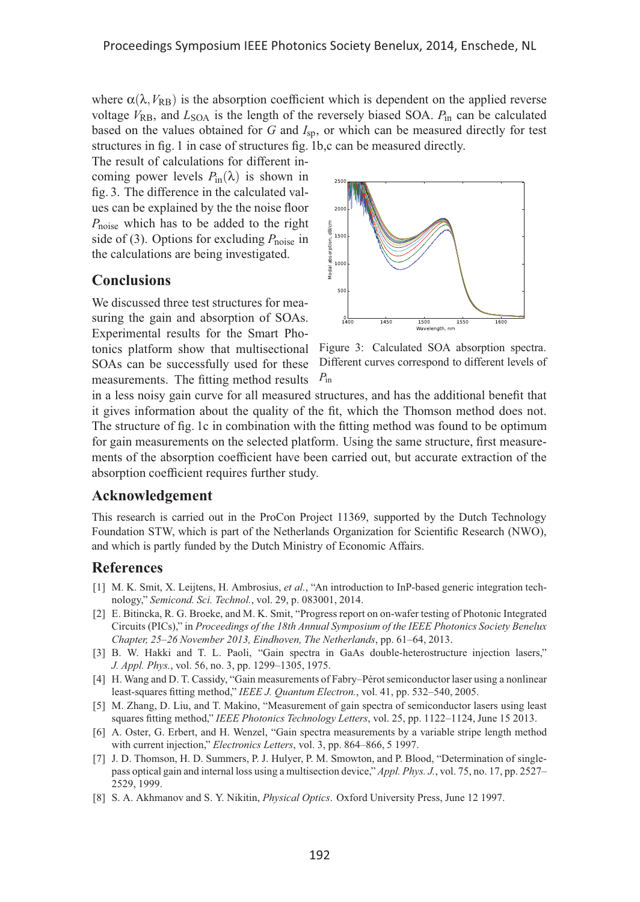where $\alpha(\lambda, V_{RB})$ is the absorption coefficient which is dependent on the applied reverse voltage $V_{RB}$, and $L_{SOA}$ is the length of the reversely biased SOA. $P_{in}$ can be calculated based on the values obtained for $G$ and $I_{sp}$, or which can be measured directly for test structures in fig. 1 in case of structures fig. 1b,c can be measured directly.

The result of calculations for different incoming power levels $P_{in}(\lambda)$ is shown in fig. 3. The difference in the calculated values can be explained by the the noise floor $P_{noise}$ which has to be added to the right side of (3). Options for excluding $P_{noise}$ in the calculations are being investigated.

2500
2000
1500
1000
500
0
Modal absorption, dB/cm
1400
1450
1500
1550
1600
Wavelength, nm

Figure 3: Calculated SOA absorption spectra. Different curves correspond to different levels of $P_{in}$

## Conclusions

We discussed three test structures for measuring the gain and absorption of SOAs. Experimental results for the Smart Photonics platform show that multisectional SOAs can be successfully used for these measurements. The fitting method results in a less noisy gain curve for all measured structures, and has the additional benefit that it gives information about the quality of the fit, which the Thomson method does not. The structure of fig. 1c in combination with the fitting method was found to be optimum for gain measurements on the selected platform. Using the same structure, first measurements of the absorption coefficient have been carried out, but accurate extraction of the absorption coefficient requires further study.

## Acknowledgement

This research is carried out in the ProCon Project 11369, supported by the Dutch Technology Foundation STW, which is part of the Netherlands Organization for Scientific Research (NWO), and which is partly funded by the Dutch Ministry of Economic Affairs.

## References

[1] M. K. Smit, X. Leijtens, H. Ambrosius, *et al.*, "An introduction to InP-based generic integration technology," *Semicond. Sci. Technol.*, vol. 29, p. 083001, 2014.

[2] E. Bitincka, R. G. Broeke, and M. K. Smit, "Progress report on on-wafer testing of Photonic Integrated Circuits (PICs)," in *Proceedings of the 18th Annual Symposium of the IEEE Photonics Society Benelux Chapter, 25–26 November 2013, Eindhoven, The Netherlands*, pp. 61–64, 2013.

[3] B. W. Hakki and T. L. Paoli, "Gain spectra in GaAs double-heterostructure injection lasers," *J. Appl. Phys.*, vol. 56, no. 3, pp. 1299–1305, 1975.

[4] H. Wang and D. T. Cassidy, "Gain measurements of Fabry–Pérot semiconductor laser using a nonlinear least-squares fitting method," *IEEE J. Quantum Electron.*, vol. 41, pp. 532–540, 2005.

[5] M. Zhang, D. Liu, and T. Makino, "Measurement of gain spectra of semiconductor lasers using least squares fitting method," *IEEE Photonics Technology Letters*, vol. 25, pp. 1122–1124, June 15 2013.

[6] A. Oster, G. Erbert, and H. Wenzel, "Gain spectra measurements by a variable stripe length method with current injection," *Electronics Letters*, vol. 3, pp. 864–866, 5 1997.

[7] J. D. Thomson, H. D. Summers, P. J. Hulyer, P. M. Smowton, and P. Blood, "Determination of single-pass optical gain and internal loss using a multisection device," *Appl. Phys. J.*, vol. 75, no. 17, pp. 2527–2529, 1999.

[8] S. A. Akhmanov and S. Y. Nikitin, *Physical Optics*. Oxford University Press, June 12 1997.